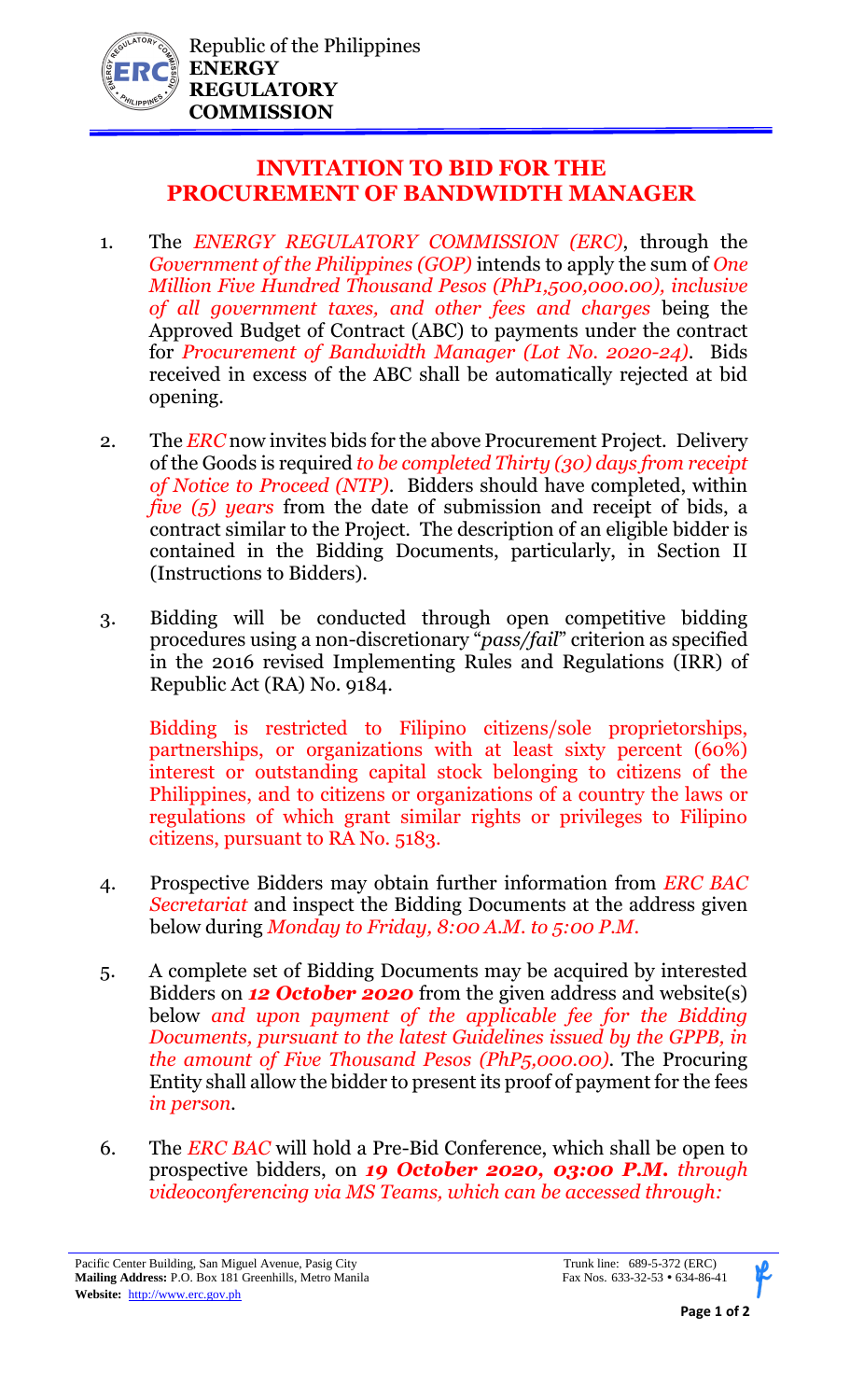Republic of the Philippines
**ENERGY REGULATORY COMMISSION**

## INVITATION TO BID FOR THE PROCUREMENT OF BANDWIDTH MANAGER

1. The *ENERGY REGULATORY COMMISSION (ERC)*, through the *Government of the Philippines (GOP)* intends to apply the sum of *One Million Five Hundred Thousand Pesos (PhP1,500,000.00), inclusive of all government taxes, and other fees and charges* being the Approved Budget of Contract (ABC) to payments under the contract for *Procurement of Bandwidth Manager (Lot No. 2020-24)*. Bids received in excess of the ABC shall be automatically rejected at bid opening.

2. The *ERC* now invites bids for the above Procurement Project. Delivery of the Goods is required *to be completed Thirty (30) days from receipt of Notice to Proceed (NTP)*. Bidders should have completed, within *five (5) years* from the date of submission and receipt of bids, a contract similar to the Project. The description of an eligible bidder is contained in the Bidding Documents, particularly, in Section II (Instructions to Bidders).

3. Bidding will be conducted through open competitive bidding procedures using a non-discretionary "*pass/fail*" criterion as specified in the 2016 revised Implementing Rules and Regulations (IRR) of Republic Act (RA) No. 9184.

   Bidding is restricted to Filipino citizens/sole proprietorships, partnerships, or organizations with at least sixty percent (60%) interest or outstanding capital stock belonging to citizens of the Philippines, and to citizens or organizations of a country the laws or regulations of which grant similar rights or privileges to Filipino citizens, pursuant to RA No. 5183.

4. Prospective Bidders may obtain further information from *ERC BAC Secretariat* and inspect the Bidding Documents at the address given below during *Monday to Friday, 8:00 A.M. to 5:00 P.M*.

5. A complete set of Bidding Documents may be acquired by interested Bidders on ***12 October 2020*** from the given address and website(s) below *and upon payment of the applicable fee for the Bidding Documents, pursuant to the latest Guidelines issued by the GPPB, in the amount of Five Thousand Pesos (PhP5,000.00)*. The Procuring Entity shall allow the bidder to present its proof of payment for the fees *in person*.

6. The *ERC BAC* will hold a Pre-Bid Conference, which shall be open to prospective bidders, on ***19 October 2020, 03:00 P.M.*** *through videoconferencing via MS Teams, which can be accessed through:*

Pacific Center Building, San Miguel Avenue, Pasig City
**Mailing Address:** P.O. Box 181 Greenhills, Metro Manila
**Website:** http://www.erc.gov.ph

Trunk line: 689-5-372 (ERC)
Fax Nos. 633-32-53 • 634-86-41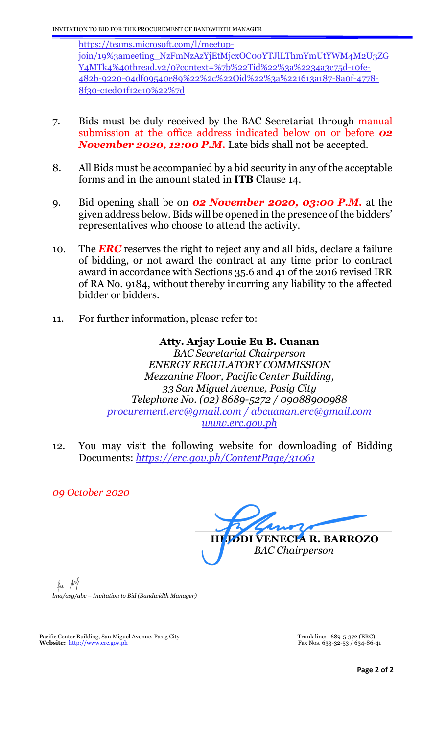[https://teams.microsoft.com/l/meetup-join/19%3ameeting_NzFmNzAzYjEtMjcxOC00YTJlLThmYmUtYWM4M2U3ZGY4MTk4%40thread.v2/0?context=%7b%22Tid%22%3a%2234a3c75d-10fe-482b-9220-04df09540e89%22%2c%22Oid%22%3a%221613a187-8a0f-4778-8f30-c1ed01f12e10%22%7d](https://teams.microsoft.com/l/meetup-join/19%3ameeting_NzFmNzAzYjEtMjcxOC00YTJlLThmYmUtYWM4M2U3ZGY4MTk4%40thread.v2/0?context=%7b%22Tid%22%3a%2234a3c75d-10fe-482b-9220-04df09540e89%22%2c%22Oid%22%3a%221613a187-8a0f-4778-8f30-c1ed01f12e10%22%7d)

7. Bids must be duly received by the BAC Secretariat through manual submission at the office address indicated below on or before ***02 November 2020, 12:00 P.M.*** Late bids shall not be accepted.

8. All Bids must be accompanied by a bid security in any of the acceptable forms and in the amount stated in **ITB** Clause 14.

9. Bid opening shall be on ***02 November 2020, 03:00 P.M.*** at the given address below. Bids will be opened in the presence of the bidders' representatives who choose to attend the activity.

10. The ***ERC*** reserves the right to reject any and all bids, declare a failure of bidding, or not award the contract at any time prior to contract award in accordance with Sections 35.6 and 41 of the 2016 revised IRR of RA No. 9184, without thereby incurring any liability to the affected bidder or bidders.

11. For further information, please refer to:

**Atty. Arjay Louie Eu B. Cuanan**
*BAC Secretariat Chairperson*
*ENERGY REGULATORY COMMISSION*
*Mezzanine Floor, Pacific Center Building,*
*33 San Miguel Avenue, Pasig City*
*Telephone No. (02) 8689-5272 / 09088900988*
*procurement.erc@gmail.com / abcuanan.erc@gmail.com*
*www.erc.gov.ph*

12. You may visit the following website for downloading of Bidding Documents: *https://erc.gov.ph/ContentPage/31061*

*09 October 2020*

**HEIDDI VENECIA R. BARROZO**
*BAC Chairperson*

*lma/asg/abc – Invitation to Bid (Bandwidth Manager)*